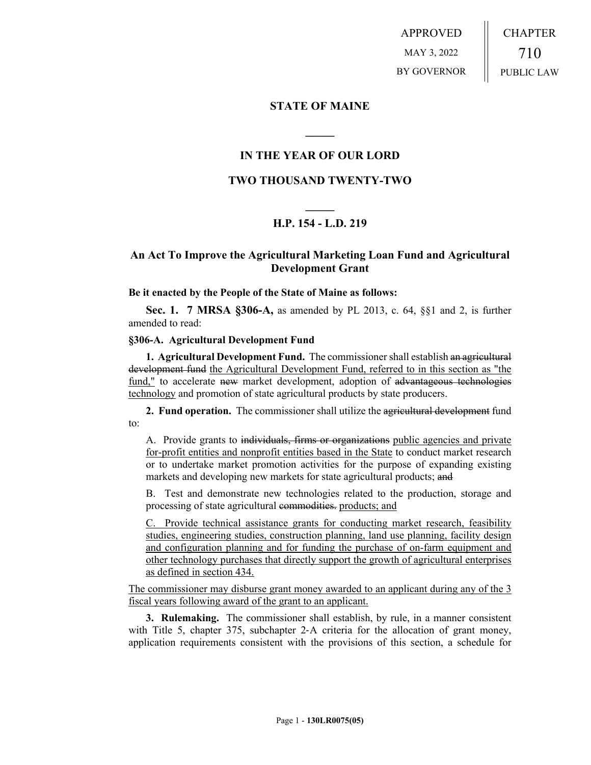APPROVED

MAY 3, 2022

BY GOVERNOR

CHAPTER

710

PUBLIC LAW

**STATE OF MAINE**

**IN THE YEAR OF OUR LORD**

**TWO THOUSAND TWENTY-TWO**

**H.P. 154 - L.D. 219**

## An Act To Improve the Agricultural Marketing Loan Fund and Agricultural Development Grant

**Be it enacted by the People of the State of Maine as follows:**

**Sec. 1. 7 MRSA §306-A,** as amended by PL 2013, c. 64, §§1 and 2, is further amended to read:

**§306-A. Agricultural Development Fund**

**1. Agricultural Development Fund.** The commissioner shall establish ~~an agricultural development fund~~ <u>the Agricultural Development Fund, referred to in this section as "the fund,"</u> to accelerate ~~new~~ market development, adoption of ~~advantageous technologies~~ <u>technology</u> and promotion of state agricultural products by state producers.

**2. Fund operation.** The commissioner shall utilize the ~~agricultural development~~ fund to:

A. Provide grants to ~~individuals, firms or organizations~~ <u>public agencies and private for-profit entities and nonprofit entities based in the State</u> to conduct market research or to undertake market promotion activities for the purpose of expanding existing markets and developing new markets for state agricultural products; ~~and~~

B. Test and demonstrate new technologies related to the production, storage and processing of state agricultural ~~commodities.~~ <u>products; and</u>

<u>C. Provide technical assistance grants for conducting market research, feasibility studies, engineering studies, construction planning, land use planning, facility design and configuration planning and for funding the purchase of on-farm equipment and other technology purchases that directly support the growth of agricultural enterprises as defined in section 434.</u>

<u>The commissioner may disburse grant money awarded to an applicant during any of the 3 fiscal years following award of the grant to an applicant.</u>

**3. Rulemaking.** The commissioner shall establish, by rule, in a manner consistent with Title 5, chapter 375, subchapter 2-A criteria for the allocation of grant money, application requirements consistent with the provisions of this section, a schedule for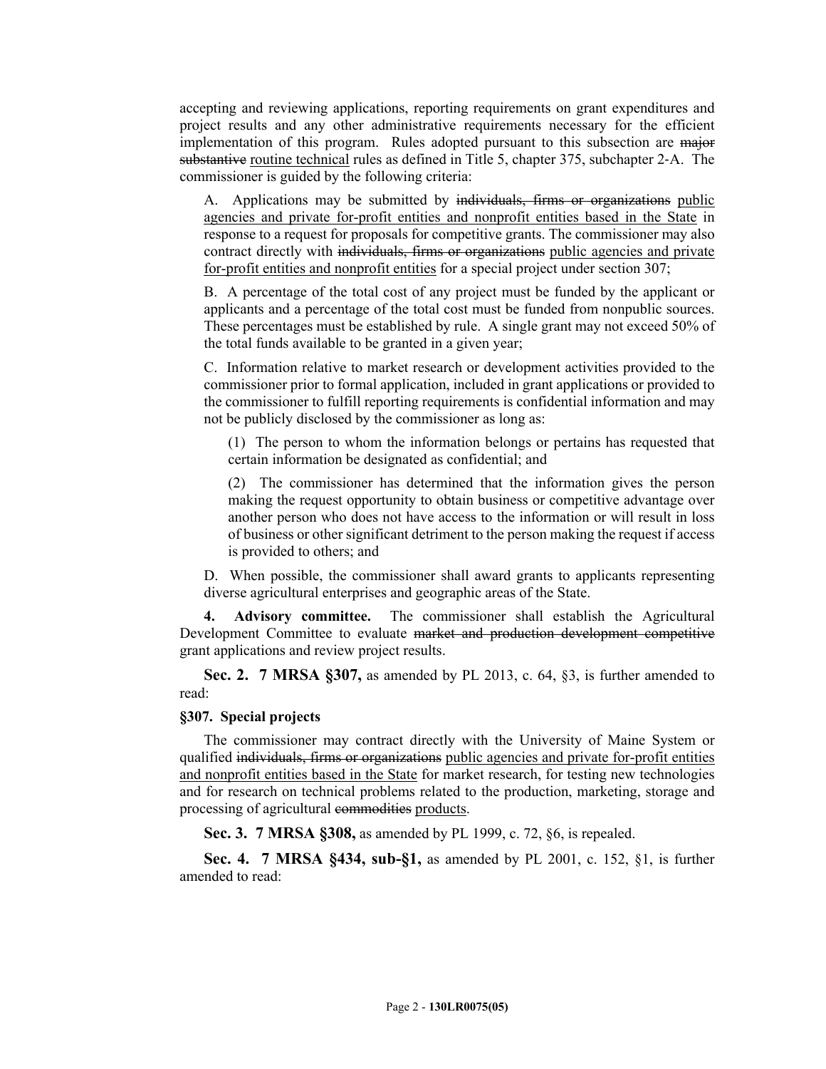accepting and reviewing applications, reporting requirements on grant expenditures and project results and any other administrative requirements necessary for the efficient implementation of this program. Rules adopted pursuant to this subsection are ~~major substantive~~ <u>routine technical</u> rules as defined in Title 5, chapter 375, subchapter 2-A. The commissioner is guided by the following criteria:

A. Applications may be submitted by ~~individuals, firms or organizations~~ <u>public agencies and private for-profit entities and nonprofit entities based in the State</u> in response to a request for proposals for competitive grants. The commissioner may also contract directly with ~~individuals, firms or organizations~~ <u>public agencies and private for-profit entities and nonprofit entities</u> for a special project under section 307;

B. A percentage of the total cost of any project must be funded by the applicant or applicants and a percentage of the total cost must be funded from nonpublic sources. These percentages must be established by rule. A single grant may not exceed 50% of the total funds available to be granted in a given year;

C. Information relative to market research or development activities provided to the commissioner prior to formal application, included in grant applications or provided to the commissioner to fulfill reporting requirements is confidential information and may not be publicly disclosed by the commissioner as long as:

(1) The person to whom the information belongs or pertains has requested that certain information be designated as confidential; and

(2) The commissioner has determined that the information gives the person making the request opportunity to obtain business or competitive advantage over another person who does not have access to the information or will result in loss of business or other significant detriment to the person making the request if access is provided to others; and

D. When possible, the commissioner shall award grants to applicants representing diverse agricultural enterprises and geographic areas of the State.

**4. Advisory committee.** The commissioner shall establish the Agricultural Development Committee to evaluate ~~market and production development competitive~~ grant applications and review project results.

**Sec. 2. 7 MRSA §307,** as amended by PL 2013, c. 64, §3, is further amended to read:

**§307. Special projects**

The commissioner may contract directly with the University of Maine System or qualified ~~individuals, firms or organizations~~ <u>public agencies and private for-profit entities and nonprofit entities based in the State</u> for market research, for testing new technologies and for research on technical problems related to the production, marketing, storage and processing of agricultural ~~commodities~~ <u>products</u>.

**Sec. 3. 7 MRSA §308,** as amended by PL 1999, c. 72, §6, is repealed.

**Sec. 4. 7 MRSA §434, sub-§1,** as amended by PL 2001, c. 152, §1, is further amended to read: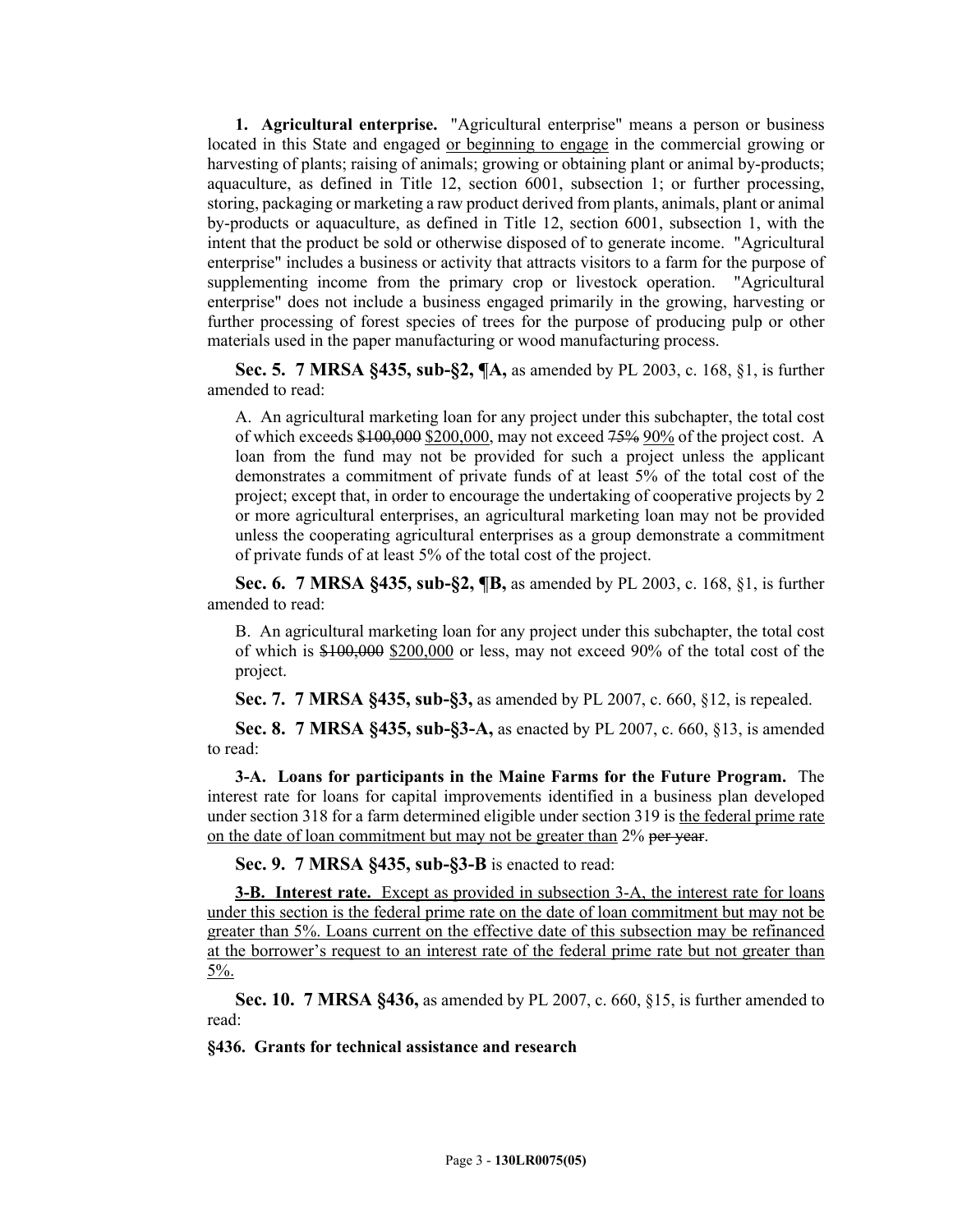**1. Agricultural enterprise.** "Agricultural enterprise" means a person or business located in this State and engaged <u>or beginning to engage</u> in the commercial growing or harvesting of plants; raising of animals; growing or obtaining plant or animal by-products; aquaculture, as defined in Title 12, section 6001, subsection 1; or further processing, storing, packaging or marketing a raw product derived from plants, animals, plant or animal by-products or aquaculture, as defined in Title 12, section 6001, subsection 1, with the intent that the product be sold or otherwise disposed of to generate income. "Agricultural enterprise" includes a business or activity that attracts visitors to a farm for the purpose of supplementing income from the primary crop or livestock operation. "Agricultural enterprise" does not include a business engaged primarily in the growing, harvesting or further processing of forest species of trees for the purpose of producing pulp or other materials used in the paper manufacturing or wood manufacturing process.

**Sec. 5. 7 MRSA §435, sub-§2, ¶A,** as amended by PL 2003, c. 168, §1, is further amended to read:

A. An agricultural marketing loan for any project under this subchapter, the total cost of which exceeds ~~$100,000~~ <u>$200,000</u>, may not exceed ~~75%~~ <u>90%</u> of the project cost. A loan from the fund may not be provided for such a project unless the applicant demonstrates a commitment of private funds of at least 5% of the total cost of the project; except that, in order to encourage the undertaking of cooperative projects by 2 or more agricultural enterprises, an agricultural marketing loan may not be provided unless the cooperating agricultural enterprises as a group demonstrate a commitment of private funds of at least 5% of the total cost of the project.

**Sec. 6. 7 MRSA §435, sub-§2, ¶B,** as amended by PL 2003, c. 168, §1, is further amended to read:

B. An agricultural marketing loan for any project under this subchapter, the total cost of which is ~~$100,000~~ <u>$200,000</u> or less, may not exceed 90% of the total cost of the project.

**Sec. 7. 7 MRSA §435, sub-§3,** as amended by PL 2007, c. 660, §12, is repealed.

**Sec. 8. 7 MRSA §435, sub-§3-A,** as enacted by PL 2007, c. 660, §13, is amended to read:

**3-A. Loans for participants in the Maine Farms for the Future Program.** The interest rate for loans for capital improvements identified in a business plan developed under section 318 for a farm determined eligible under section 319 is <u>the federal prime rate on the date of loan commitment but may not be greater than</u> 2% ~~per year~~.

**Sec. 9. 7 MRSA §435, sub-§3-B** is enacted to read:

<u>**3-B. Interest rate.** Except as provided in subsection 3-A, the interest rate for loans under this section is the federal prime rate on the date of loan commitment but may not be greater than 5%. Loans current on the effective date of this subsection may be refinanced at the borrower's request to an interest rate of the federal prime rate but not greater than 5%.</u>

**Sec. 10. 7 MRSA §436,** as amended by PL 2007, c. 660, §15, is further amended to read:

**§436. Grants for technical assistance and research**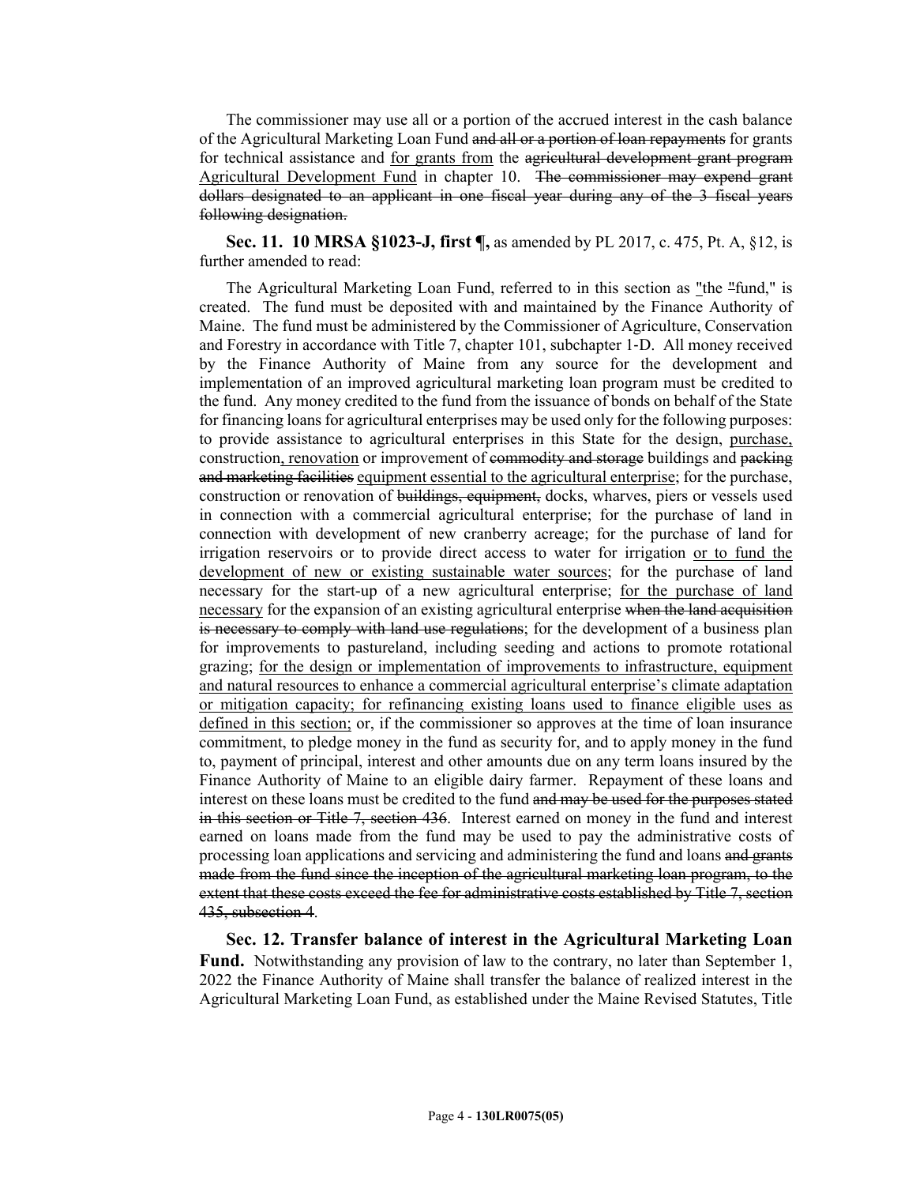The commissioner may use all or a portion of the accrued interest in the cash balance of the Agricultural Marketing Loan Fund ~~and all or a portion of loan repayments~~ for grants for technical assistance and <u>for grants from</u> the ~~agricultural development grant program~~ <u>Agricultural Development Fund</u> in chapter 10. ~~The commissioner may expend grant dollars designated to an applicant in one fiscal year during any of the 3 fiscal years following designation.~~

**Sec. 11. 10 MRSA §1023-J, first ¶,** as amended by PL 2017, c. 475, Pt. A, §12, is further amended to read:

The Agricultural Marketing Loan Fund, referred to in this section as <u>"</u>the ~~"~~fund," is created. The fund must be deposited with and maintained by the Finance Authority of Maine. The fund must be administered by the Commissioner of Agriculture, Conservation and Forestry in accordance with Title 7, chapter 101, subchapter 1-D. All money received by the Finance Authority of Maine from any source for the development and implementation of an improved agricultural marketing loan program must be credited to the fund. Any money credited to the fund from the issuance of bonds on behalf of the State for financing loans for agricultural enterprises may be used only for the following purposes: to provide assistance to agricultural enterprises in this State for the design, <u>purchase,</u> construction<u>, renovation</u> or improvement of ~~commodity and storage~~ buildings and ~~packing and marketing facilities~~ <u>equipment essential to the agricultural enterprise</u>; for the purchase, construction or renovation of ~~buildings, equipment,~~ docks, wharves, piers or vessels used in connection with a commercial agricultural enterprise; for the purchase of land in connection with development of new cranberry acreage; for the purchase of land for irrigation reservoirs or to provide direct access to water for irrigation <u>or to fund the development of new or existing sustainable water sources</u>; for the purchase of land necessary for the start-up of a new agricultural enterprise; <u>for the purchase of land necessary</u> for the expansion of an existing agricultural enterprise ~~when the land acquisition is necessary to comply with land use regulations~~; for the development of a business plan for improvements to pastureland, including seeding and actions to promote rotational grazing; <u>for the design or implementation of improvements to infrastructure, equipment and natural resources to enhance a commercial agricultural enterprise's climate adaptation or mitigation capacity; for refinancing existing loans used to finance eligible uses as defined in this section;</u> or, if the commissioner so approves at the time of loan insurance commitment, to pledge money in the fund as security for, and to apply money in the fund to, payment of principal, interest and other amounts due on any term loans insured by the Finance Authority of Maine to an eligible dairy farmer. Repayment of these loans and interest on these loans must be credited to the fund ~~and may be used for the purposes stated in this section or Title 7, section 436~~. Interest earned on money in the fund and interest earned on loans made from the fund may be used to pay the administrative costs of processing loan applications and servicing and administering the fund and loans ~~and grants made from the fund since the inception of the agricultural marketing loan program, to the extent that these costs exceed the fee for administrative costs established by Title 7, section 435, subsection 4~~.

**Sec. 12. Transfer balance of interest in the Agricultural Marketing Loan Fund.** Notwithstanding any provision of law to the contrary, no later than September 1, 2022 the Finance Authority of Maine shall transfer the balance of realized interest in the Agricultural Marketing Loan Fund, as established under the Maine Revised Statutes, Title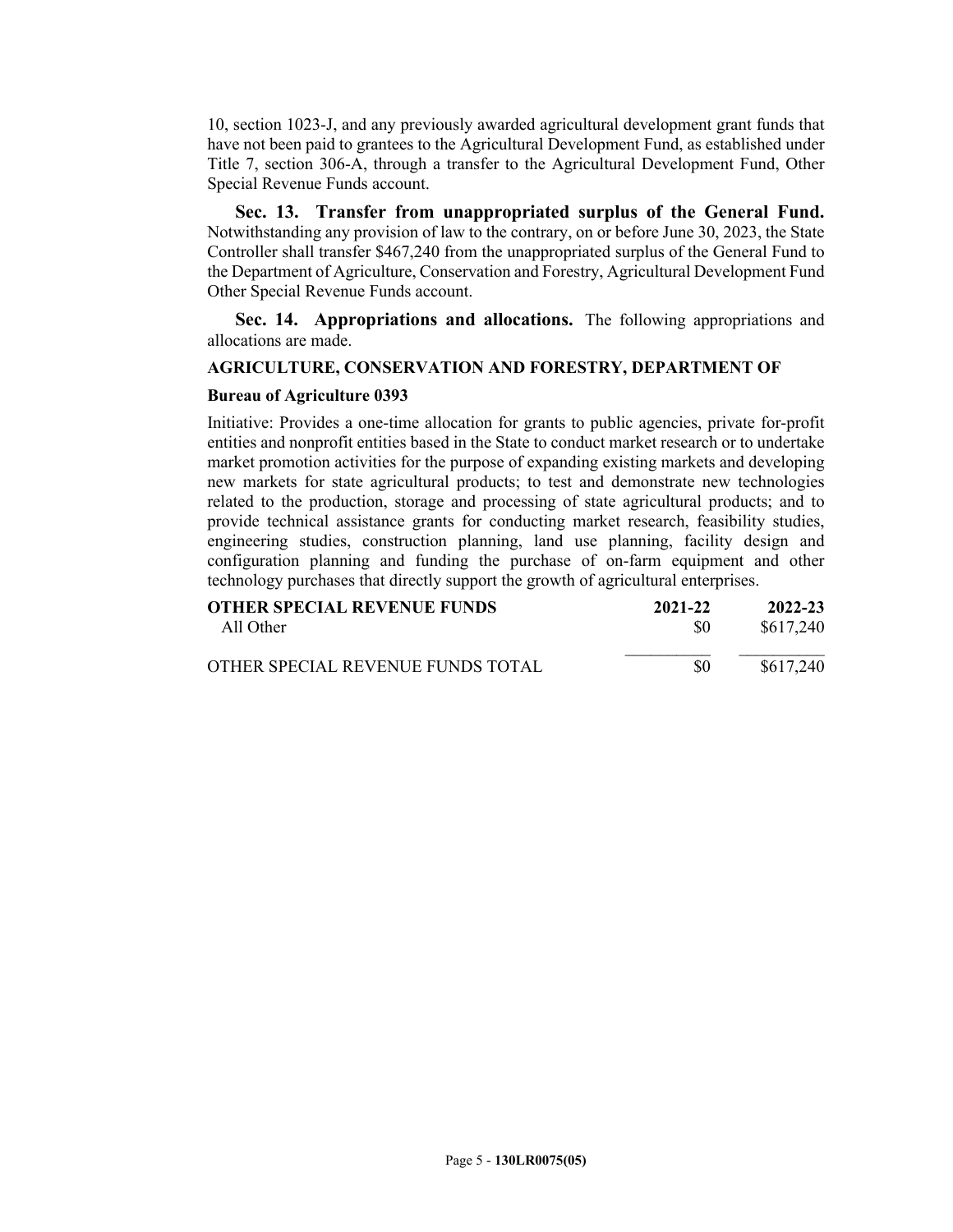10, section 1023-J, and any previously awarded agricultural development grant funds that have not been paid to grantees to the Agricultural Development Fund, as established under Title 7, section 306-A, through a transfer to the Agricultural Development Fund, Other Special Revenue Funds account.

**Sec. 13. Transfer from unappropriated surplus of the General Fund.** Notwithstanding any provision of law to the contrary, on or before June 30, 2023, the State Controller shall transfer $467,240 from the unappropriated surplus of the General Fund to the Department of Agriculture, Conservation and Forestry, Agricultural Development Fund Other Special Revenue Funds account.

**Sec. 14. Appropriations and allocations.** The following appropriations and allocations are made.

**AGRICULTURE, CONSERVATION AND FORESTRY, DEPARTMENT OF**

**Bureau of Agriculture 0393**

Initiative: Provides a one-time allocation for grants to public agencies, private for-profit entities and nonprofit entities based in the State to conduct market research or to undertake market promotion activities for the purpose of expanding existing markets and developing new markets for state agricultural products; to test and demonstrate new technologies related to the production, storage and processing of state agricultural products; and to provide technical assistance grants for conducting market research, feasibility studies, engineering studies, construction planning, land use planning, facility design and configuration planning and funding the purchase of on-farm equipment and other technology purchases that directly support the growth of agricultural enterprises.

| OTHER SPECIAL REVENUE FUNDS | 2021-22 | 2022-23 |
|---|---|---|
| All Other | $0 | $617,240 |
| OTHER SPECIAL REVENUE FUNDS TOTAL | $0 | $617,240 |